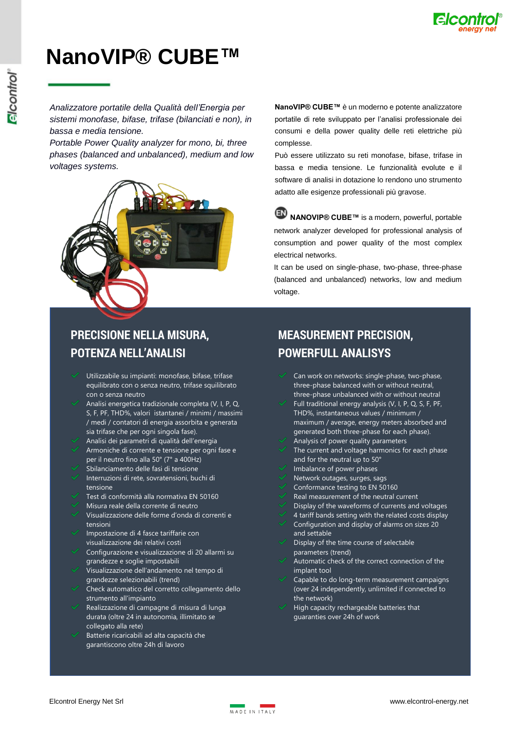# NanoVIP® CUBE™

*Analizzatore portatile della Qualità dell'Energia per sistemi monofase, bifase, trifase (bilanciati e non), in bassa e media tensione.*
*Portable Power Quality analyzer for mono, bi, three phases (balanced and unbalanced), medium and low voltages systems.*

**NanoVIP® CUBE™** è un moderno e potente analizzatore portatile di rete sviluppato per l'analisi professionale dei consumi e della power quality delle reti elettriche più complesse.

Può essere utilizzato su reti monofase, bifase, trifase in bassa e media tensione. Le funzionalità evolute e il software di analisi in dotazione lo rendono uno strumento adatto alle esigenze professionali più gravose.

EN **NANOVIP® CUBE™** is a modern, powerful, portable network analyzer developed for professional analysis of consumption and power quality of the most complex electrical networks.

It can be used on single-phase, two-phase, three-phase (balanced and unbalanced) networks, low and medium voltage.

## PRECISIONE NELLA MISURA, POTENZA NELL'ANALISI

- Utilizzabile su impianti: monofase, bifase, trifase equilibrato con o senza neutro, trifase squilibrato con o senza neutro
- Analisi energetica tradizionale completa (V, I, P, Q, S, F, PF, THD%, valori istantanei / minimi / massimi / medi / contatori di energia assorbita e generata sia trifase che per ogni singola fase).
- Analisi dei parametri di qualità dell'energia
- Armoniche di corrente e tensione per ogni fase e per il neutro fino alla 50° (7° a 400Hz)
- Sbilanciamento delle fasi di tensione
- Interruzioni di rete, sovratensioni, buchi di tensione
- Test di conformità alla normativa EN 50160
- Misura reale della corrente di neutro
- Visualizzazione delle forme d'onda di correnti e tensioni
- Impostazione di 4 fasce tariffarie con visualizzazione dei relativi costi
- Configurazione e visualizzazione di 20 allarmi su grandezze e soglie impostabili
- Visualizzazione dell'andamento nel tempo di grandezze selezionabili (trend)
- Check automatico del corretto collegamento dello strumento all'impianto
- Realizzazione di campagne di misura di lunga durata (oltre 24 in autonomia, illimitato se collegato alla rete)
- Batterie ricaricabili ad alta capacità che garantiscono oltre 24h di lavoro

## MEASUREMENT PRECISION, POWERFULL ANALISYS

- Can work on networks: single-phase, two-phase, three-phase balanced with or without neutral, three-phase unbalanced with or without neutral
- Full traditional energy analysis (V, I, P, Q, S, F, PF, THD%, instantaneous values / minimum / maximum / average, energy meters absorbed and generated both three-phase for each phase).
- Analysis of power quality parameters
- The current and voltage harmonics for each phase and for the neutral up to 50°
- Imbalance of power phases
- Network outages, surges, sags
- Conformance testing to EN 50160
- Real measurement of the neutral current
- Display of the waveforms of currents and voltages
- 4 tariff bands setting with the related costs display
- Configuration and display of alarms on sizes 20 and settable
- Display of the time course of selectable parameters (trend)
- Automatic check of the correct connection of the implant tool
- Capable to do long-term measurement campaigns (over 24 independently, unlimited if connected to the network)
- High capacity rechargeable batteries that guaranties over 24h of work

Elcontrol Energy Net Srl — MADE IN ITALY — www.elcontrol-energy.net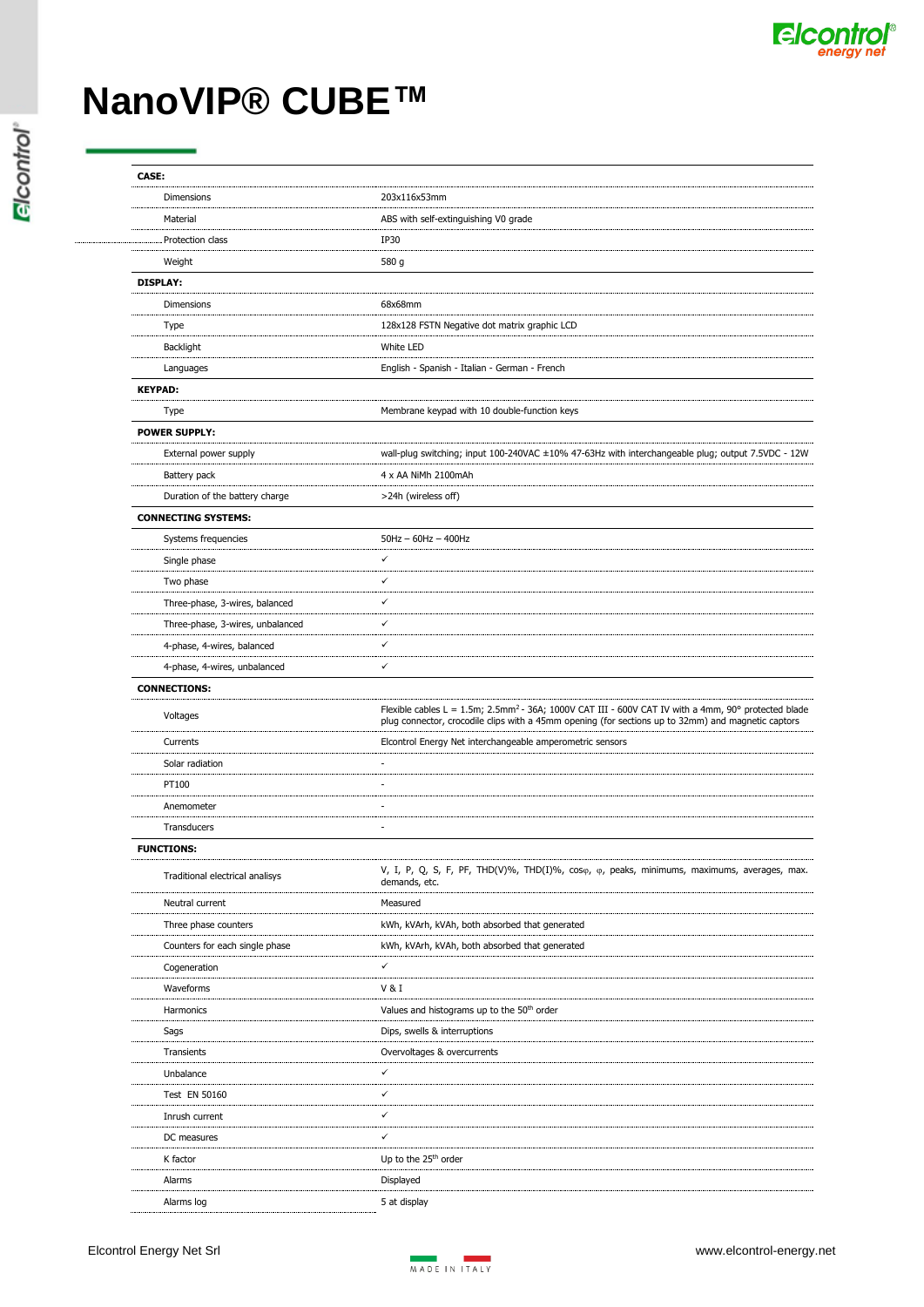# NanoVIP® CUBE™

| | |
|---|---|
| **CASE:** | |
| Dimensions | 203x116x53mm |
| Material | ABS with self-extinguishing V0 grade |
| Protection class | IP30 |
| Weight | 580 g |
| **DISPLAY:** | |
| Dimensions | 68x68mm |
| Type | 128x128 FSTN Negative dot matrix graphic LCD |
| Backlight | White LED |
| Languages | English - Spanish - Italian - German - French |
| **KEYPAD:** | |
| Type | Membrane keypad with 10 double-function keys |
| **POWER SUPPLY:** | |
| External power supply | wall-plug switching; input 100-240VAC ±10% 47-63Hz with interchangeable plug; output 7.5VDC - 12W |
| Battery pack | 4 x AA NiMh 2100mAh |
| Duration of the battery charge | >24h (wireless off) |
| **CONNECTING SYSTEMS:** | |
| Systems frequencies | 50Hz – 60Hz – 400Hz |
| Single phase | ✓ |
| Two phase | ✓ |
| Three-phase, 3-wires, balanced | ✓ |
| Three-phase, 3-wires, unbalanced | ✓ |
| 4-phase, 4-wires, balanced | ✓ |
| 4-phase, 4-wires, unbalanced | ✓ |
| **CONNECTIONS:** | |
| Voltages | Flexible cables L = 1.5m; 2.5mm² - 36A; 1000V CAT III - 600V CAT IV with a 4mm, 90° protected blade plug connector, crocodile clips with a 45mm opening (for sections up to 32mm) and magnetic captors |
| Currents | Elcontrol Energy Net interchangeable amperometric sensors |
| Solar radiation | - |
| PT100 | - |
| Anemometer | - |
| Transducers | - |
| **FUNCTIONS:** | |
| Traditional electrical analisys | V, I, P, Q, S, F, PF, THD(V)%, THD(I)%, cosφ, φ, peaks, minimums, maximums, averages, max. demands, etc. |
| Neutral current | Measured |
| Three phase counters | kWh, kVArh, kVAh, both absorbed that generated |
| Counters for each single phase | kWh, kVArh, kVAh, both absorbed that generated |
| Cogeneration | ✓ |
| Waveforms | V & I |
| Harmonics | Values and histograms up to the 50th order |
| Sags | Dips, swells & interruptions |
| Transients | Overvoltages & overcurrents |
| Unbalance | ✓ |
| Test EN 50160 | ✓ |
| Inrush current | ✓ |
| DC measures | ✓ |
| K factor | Up to the 25th order |
| Alarms | Displayed |
| Alarms log | 5 at display |

Elcontrol Energy Net Srl — www.elcontrol-energy.net

MADE IN ITALY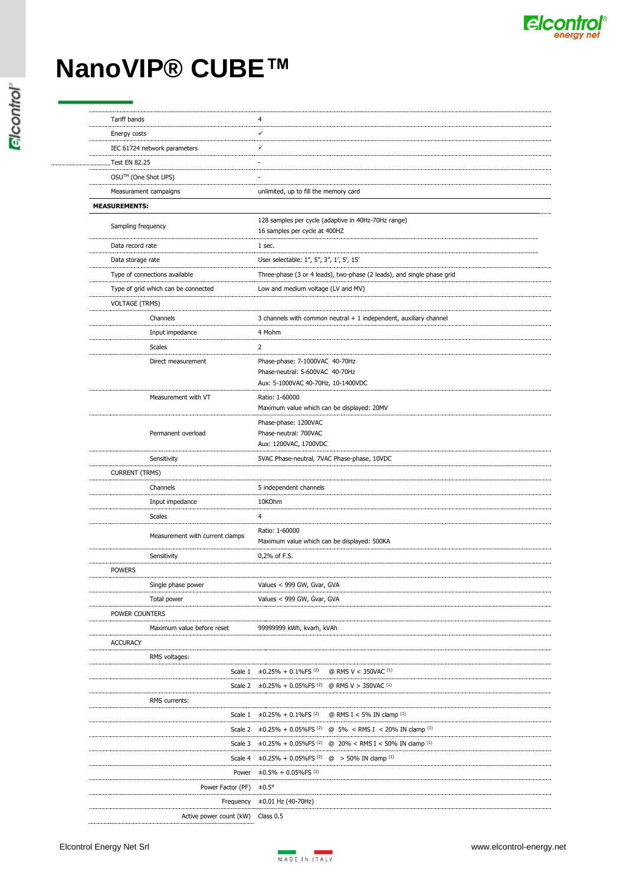# NanoVIP® CUBE™

| | |
|---|---|
| Tariff bands | 4 |
| Energy costs | ✓ |
| IEC 61724 network parameters | ✓ |
| Test EN 82.25 | - |
| OSU™ (One Shot UPS) | - |
| Measurement campaigns | unlimited, up to fill the memory card |
| **MEASUREMENTS:** | |
| Sampling frequency | 128 samples per cycle (adaptive in 40Hz-70Hz range)<br>16 samples per cycle at 400HZ |
| Data record rate | 1 sec. |
| Data storage rate | User selectable: 1”, 5”, 3”, 1’, 5’, 15’ |
| Type of connections available | Three-phase (3 or 4 leads), two-phase (2 leads), and single phase grid |
| Type of grid which can be connected | Low and medium voltage (LV and MV) |
| VOLTAGE (TRMS) | |
| Channels | 3 channels with common neutral + 1 independent, auxiliary channel |
| Input impedance | 4 Mohm |
| Scales | 2 |
| Direct measurement | Phase-phase: 7-1000VAC 40-70Hz<br>Phase-neutral: 5-600VAC 40-70Hz<br>Aux: 5-1000VAC 40-70Hz, 10-1400VDC |
| Measurement with VT | Ratio: 1-60000<br>Maximum value which can be displayed: 20MV |
| Permanent overload | Phase-phase: 1200VAC<br>Phase-neutral: 700VAC<br>Aux: 1200VAC, 1700VDC |
| Sensitivity | 5VAC Phase-neutral, 7VAC Phase-phase, 10VDC |
| CURRENT (TRMS) | |
| Channels | 5 independent channels |
| Input impedance | 10KOhm |
| Scales | 4 |
| Measurement with current clamps | Ratio: 1-60000<br>Maximum value which can be displayed: 500KA |
| Sensitivity | 0,2% of F.S. |
| POWERS | |
| Single phase power | Values < 999 GW, Gvar, GVA |
| Total power | Values < 999 GW, Gvar, GVA |
| POWER COUNTERS | |
| Maximum value before reset | 99999999 kWh, kvarh, kVAh |
| ACCURACY | |
| RMS voltages: | |
| Scale 1 | ±0.25% + 0.1%FS [2] @ RMS V < 350VAC [1] |
| Scale 2 | ±0.25% + 0.05%FS [2] @ RMS V > 350VAC [1] |
| RMS currents: | |
| Scale 1 | ±0.25% + 0.1%FS [2] @ RMS I < 5% IN clamp [1] |
| Scale 2 | ±0.25% + 0.05%FS [2] @ 5% < RMS I < 20% IN clamp [1] |
| Scale 3 | ±0.25% + 0.05%FS [2] @ 20% < RMS I < 50% IN clamp [1] |
| Scale 4 | ±0.25% + 0.05%FS [2] @ > 50% IN clamp [1] |
| Power | ±0.5% + 0.05%FS [2] |
| Power Factor (PF) | ±0.5° |
| Frequency | ±0.01 Hz (40-70Hz) |
| Active power count (kW) | Class 0.5 |

Elcontrol Energy Net Srl

www.elcontrol-energy.net

MADE IN ITALY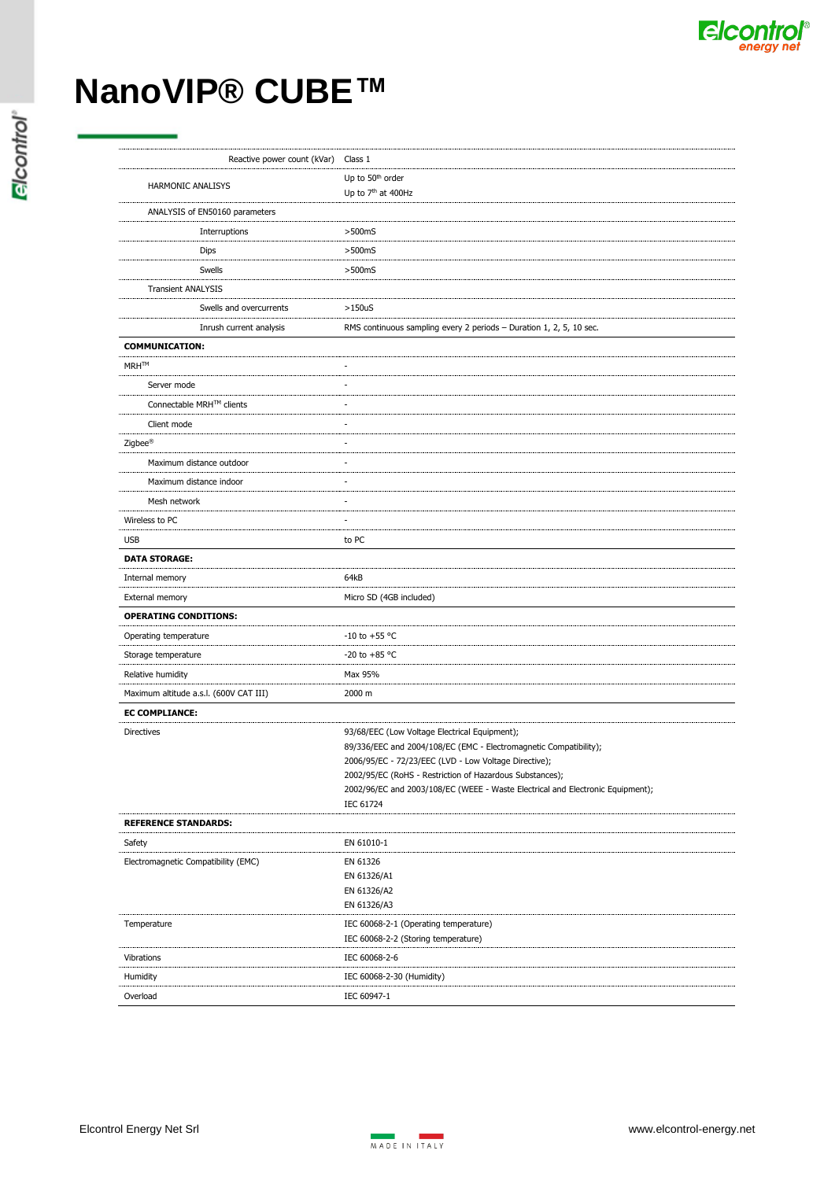# NanoVIP® CUBE™

| | |
|---|---|
| Reactive power count (kVar) | Class 1 |
| HARMONIC ANALISYS | Up to 50th order<br>Up to 7th at 400Hz |
| ANALYSIS of EN50160 parameters | |
| Interruptions | >500mS |
| Dips | >500mS |
| Swells | >500mS |
| Transient ANALYSIS | |
| Swells and overcurrents | >150uS |
| Inrush current analysis | RMS continuous sampling every 2 periods – Duration 1, 2, 5, 10 sec. |
| **COMMUNICATION:** | |
| MRH™ | - |
| Server mode | - |
| Connectable MRH™ clients | - |
| Client mode | - |
| Zigbee® | - |
| Maximum distance outdoor | - |
| Maximum distance indoor | - |
| Mesh network | - |
| Wireless to PC | - |
| USB | to PC |
| **DATA STORAGE:** | |
| Internal memory | 64kB |
| External memory | Micro SD (4GB included) |
| **OPERATING CONDITIONS:** | |
| Operating temperature | -10 to +55 °C |
| Storage temperature | -20 to +85 °C |
| Relative humidity | Max 95% |
| Maximum altitude a.s.l. (600V CAT III) | 2000 m |
| **EC COMPLIANCE:** | |
| Directives | 93/68/EEC (Low Voltage Electrical Equipment);<br>89/336/EEC and 2004/108/EC (EMC - Electromagnetic Compatibility);<br>2006/95/EC - 72/23/EEC (LVD - Low Voltage Directive);<br>2002/95/EC (RoHS - Restriction of Hazardous Substances);<br>2002/96/EC and 2003/108/EC (WEEE - Waste Electrical and Electronic Equipment);<br>IEC 61724 |
| **REFERENCE STANDARDS:** | |
| Safety | EN 61010-1 |
| Electromagnetic Compatibility (EMC) | EN 61326<br>EN 61326/A1<br>EN 61326/A2<br>EN 61326/A3 |
| Temperature | IEC 60068-2-1 (Operating temperature)<br>IEC 60068-2-2 (Storing temperature) |
| Vibrations | IEC 60068-2-6 |
| Humidity | IEC 60068-2-30 (Humidity) |
| Overload | IEC 60947-1 |

Elcontrol Energy Net Srl

MADE IN ITALY

www.elcontrol-energy.net